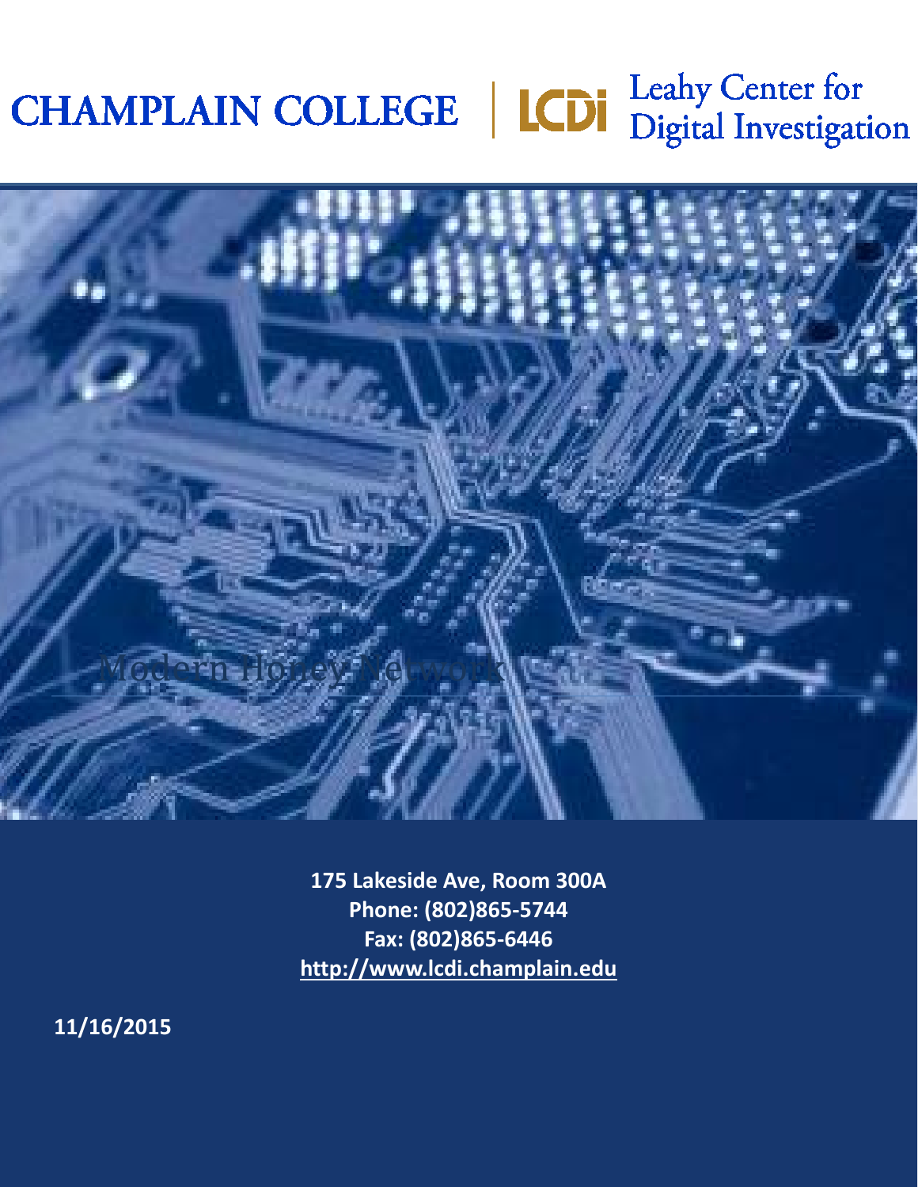CHAMPLAIN COLLEGE | LCDi Leahy Center for Digital Investigation

# Modern Honey Network

175 Lakeside Ave, Room 300A
Phone: (802)865-5744
Fax: (802)865-6446
http://www.lcdi.champlain.edu

11/16/2015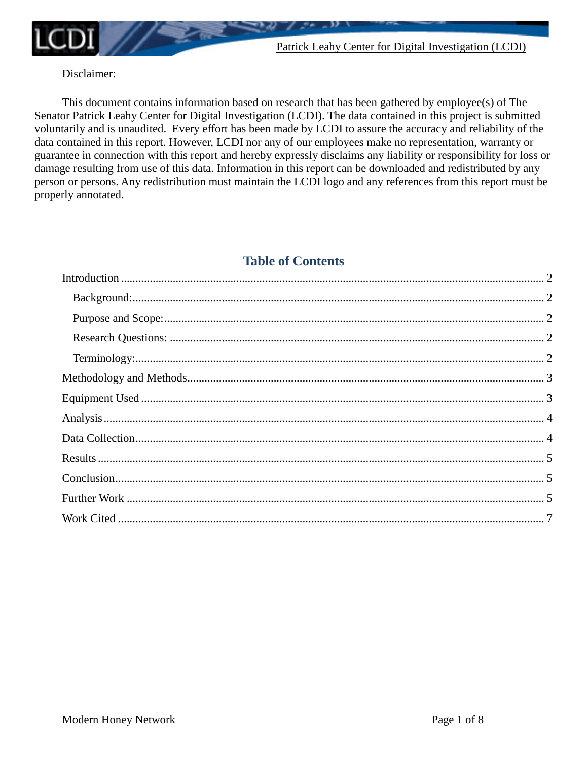Disclaimer:

This document contains information based on research that has been gathered by employee(s) of The Senator Patrick Leahy Center for Digital Investigation (LCDI). The data contained in this project is submitted voluntarily and is unaudited. Every effort has been made by LCDI to assure the accuracy and reliability of the data contained in this report. However, LCDI nor any of our employees make no representation, warranty or guarantee in connection with this report and hereby expressly disclaims any liability or responsibility for loss or damage resulting from use of this data. Information in this report can be downloaded and redistributed by any person or persons. Any redistribution must maintain the LCDI logo and any references from this report must be properly annotated.

## Table of Contents

- Introduction ..... 2
  - Background: ..... 2
  - Purpose and Scope: ..... 2
  - Research Questions: ..... 2
  - Terminology: ..... 2
- Methodology and Methods ..... 3
- Equipment Used ..... 3
- Analysis ..... 4
- Data Collection ..... 4
- Results ..... 5
- Conclusion ..... 5
- Further Work ..... 5
- Work Cited ..... 7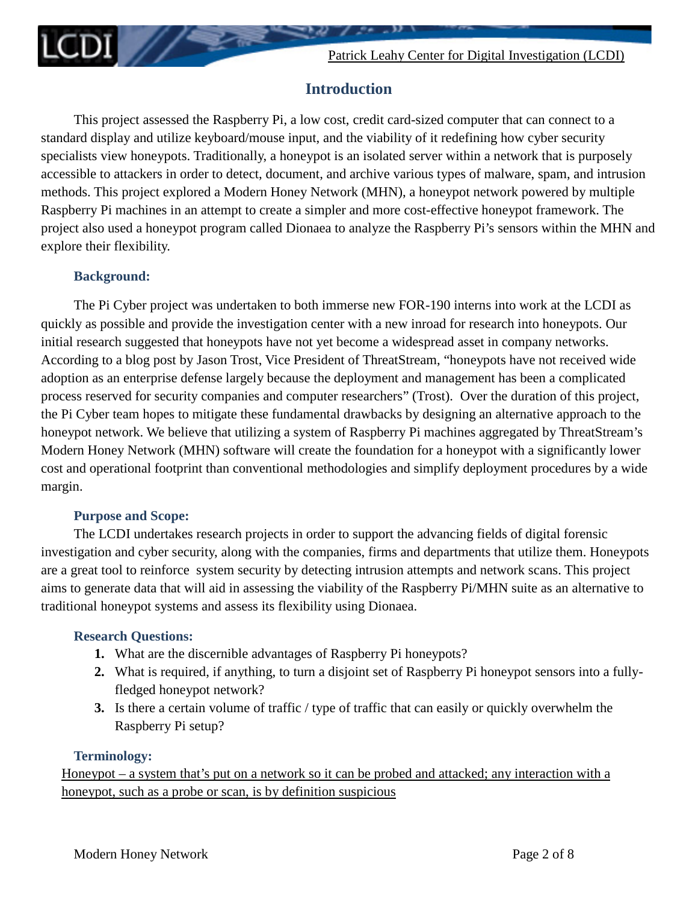## Introduction

This project assessed the Raspberry Pi, a low cost, credit card-sized computer that can connect to a standard display and utilize keyboard/mouse input, and the viability of it redefining how cyber security specialists view honeypots. Traditionally, a honeypot is an isolated server within a network that is purposely accessible to attackers in order to detect, document, and archive various types of malware, spam, and intrusion methods. This project explored a Modern Honey Network (MHN), a honeypot network powered by multiple Raspberry Pi machines in an attempt to create a simpler and more cost-effective honeypot framework. The project also used a honeypot program called Dionaea to analyze the Raspberry Pi's sensors within the MHN and explore their flexibility.

### Background:

The Pi Cyber project was undertaken to both immerse new FOR-190 interns into work at the LCDI as quickly as possible and provide the investigation center with a new inroad for research into honeypots. Our initial research suggested that honeypots have not yet become a widespread asset in company networks. According to a blog post by Jason Trost, Vice President of ThreatStream, "honeypots have not received wide adoption as an enterprise defense largely because the deployment and management has been a complicated process reserved for security companies and computer researchers" (Trost). Over the duration of this project, the Pi Cyber team hopes to mitigate these fundamental drawbacks by designing an alternative approach to the honeypot network. We believe that utilizing a system of Raspberry Pi machines aggregated by ThreatStream's Modern Honey Network (MHN) software will create the foundation for a honeypot with a significantly lower cost and operational footprint than conventional methodologies and simplify deployment procedures by a wide margin.

### Purpose and Scope:

The LCDI undertakes research projects in order to support the advancing fields of digital forensic investigation and cyber security, along with the companies, firms and departments that utilize them. Honeypots are a great tool to reinforce system security by detecting intrusion attempts and network scans. This project aims to generate data that will aid in assessing the viability of the Raspberry Pi/MHN suite as an alternative to traditional honeypot systems and assess its flexibility using Dionaea.

### Research Questions:

1. What are the discernible advantages of Raspberry Pi honeypots?
2. What is required, if anything, to turn a disjoint set of Raspberry Pi honeypot sensors into a fully-fledged honeypot network?
3. Is there a certain volume of traffic / type of traffic that can easily or quickly overwhelm the Raspberry Pi setup?

### Terminology:

Honeypot – a system that's put on a network so it can be probed and attacked; any interaction with a honeypot, such as a probe or scan, is by definition suspicious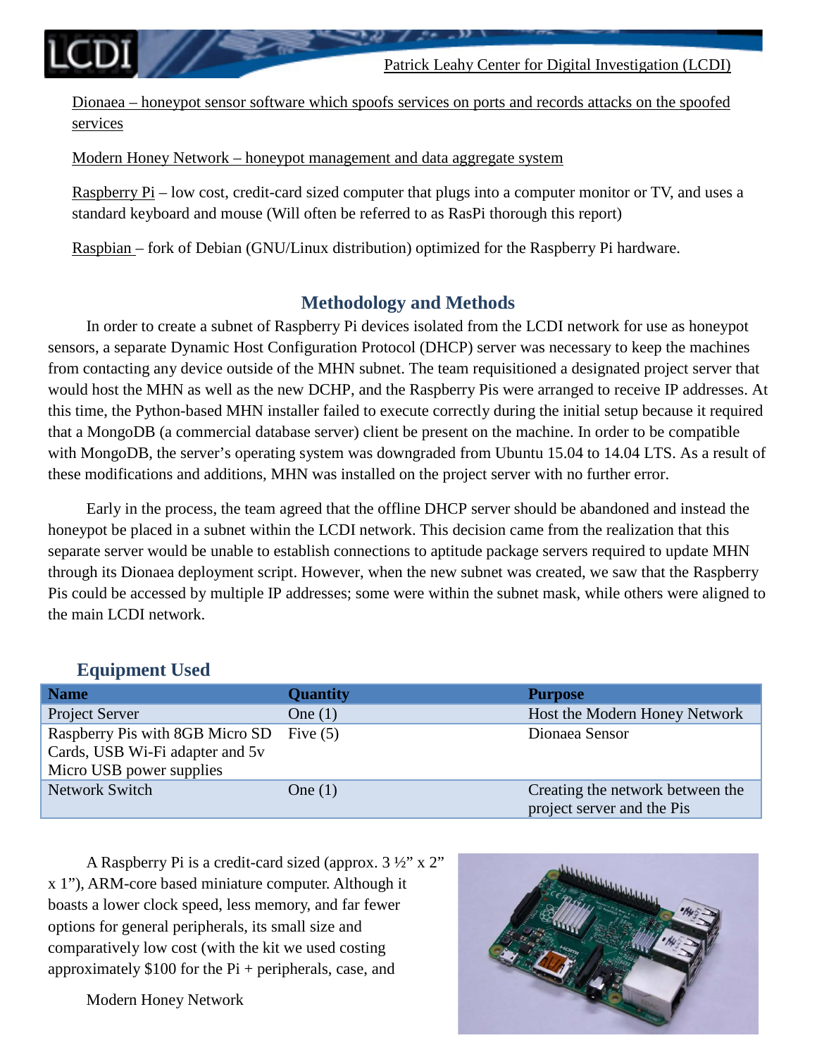Dionaea – honeypot sensor software which spoofs services on ports and records attacks on the spoofed services

Modern Honey Network – honeypot management and data aggregate system

Raspberry Pi – low cost, credit-card sized computer that plugs into a computer monitor or TV, and uses a standard keyboard and mouse (Will often be referred to as RasPi thorough this report)

Raspbian – fork of Debian (GNU/Linux distribution) optimized for the Raspberry Pi hardware.

## Methodology and Methods

In order to create a subnet of Raspberry Pi devices isolated from the LCDI network for use as honeypot sensors, a separate Dynamic Host Configuration Protocol (DHCP) server was necessary to keep the machines from contacting any device outside of the MHN subnet. The team requisitioned a designated project server that would host the MHN as well as the new DCHP, and the Raspberry Pis were arranged to receive IP addresses. At this time, the Python-based MHN installer failed to execute correctly during the initial setup because it required that a MongoDB (a commercial database server) client be present on the machine. In order to be compatible with MongoDB, the server's operating system was downgraded from Ubuntu 15.04 to 14.04 LTS. As a result of these modifications and additions, MHN was installed on the project server with no further error.

Early in the process, the team agreed that the offline DHCP server should be abandoned and instead the honeypot be placed in a subnet within the LCDI network. This decision came from the realization that this separate server would be unable to establish connections to aptitude package servers required to update MHN through its Dionaea deployment script. However, when the new subnet was created, we saw that the Raspberry Pis could be accessed by multiple IP addresses; some were within the subnet mask, while others were aligned to the main LCDI network.

### Equipment Used

| Name | Quantity | Purpose |
|---|---|---|
| Project Server | One (1) | Host the Modern Honey Network |
| Raspberry Pis with 8GB Micro SD Cards, USB Wi-Fi adapter and 5v Micro USB power supplies | Five (5) | Dionaea Sensor |
| Network Switch | One (1) | Creating the network between the project server and the Pis |

A Raspberry Pi is a credit-card sized (approx. 3 ½" x 2" x 1"), ARM-core based miniature computer. Although it boasts a lower clock speed, less memory, and far fewer options for general peripherals, its small size and comparatively low cost (with the kit we used costing approximately $100 for the Pi + peripherals, case, and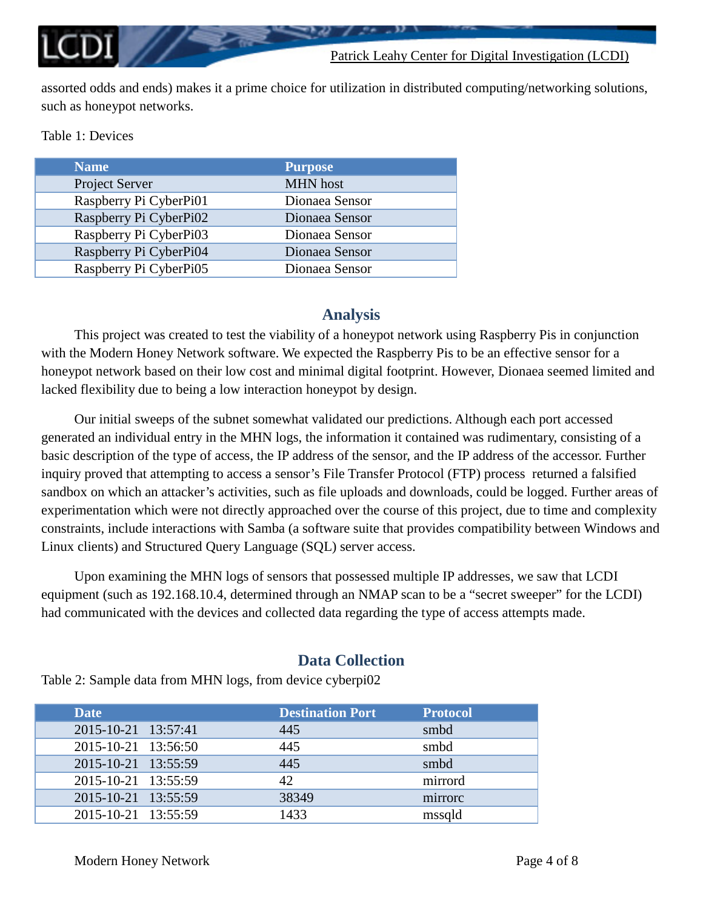assorted odds and ends) makes it a prime choice for utilization in distributed computing/networking solutions, such as honeypot networks.

Table 1: Devices

| Name | Purpose |
| --- | --- |
| Project Server | MHN host |
| Raspberry Pi CyberPi01 | Dionaea Sensor |
| Raspberry Pi CyberPi02 | Dionaea Sensor |
| Raspberry Pi CyberPi03 | Dionaea Sensor |
| Raspberry Pi CyberPi04 | Dionaea Sensor |
| Raspberry Pi CyberPi05 | Dionaea Sensor |

## Analysis

This project was created to test the viability of a honeypot network using Raspberry Pis in conjunction with the Modern Honey Network software. We expected the Raspberry Pis to be an effective sensor for a honeypot network based on their low cost and minimal digital footprint. However, Dionaea seemed limited and lacked flexibility due to being a low interaction honeypot by design.

Our initial sweeps of the subnet somewhat validated our predictions. Although each port accessed generated an individual entry in the MHN logs, the information it contained was rudimentary, consisting of a basic description of the type of access, the IP address of the sensor, and the IP address of the accessor. Further inquiry proved that attempting to access a sensor's File Transfer Protocol (FTP) process returned a falsified sandbox on which an attacker's activities, such as file uploads and downloads, could be logged. Further areas of experimentation which were not directly approached over the course of this project, due to time and complexity constraints, include interactions with Samba (a software suite that provides compatibility between Windows and Linux clients) and Structured Query Language (SQL) server access.

Upon examining the MHN logs of sensors that possessed multiple IP addresses, we saw that LCDI equipment (such as 192.168.10.4, determined through an NMAP scan to be a "secret sweeper" for the LCDI) had communicated with the devices and collected data regarding the type of access attempts made.

## Data Collection

Table 2: Sample data from MHN logs, from device cyberpi02

| Date | Destination Port | Protocol |
| --- | --- | --- |
| 2015-10-21 13:57:41 | 445 | smbd |
| 2015-10-21 13:56:50 | 445 | smbd |
| 2015-10-21 13:55:59 | 445 | smbd |
| 2015-10-21 13:55:59 | 42 | mirrord |
| 2015-10-21 13:55:59 | 38349 | mirrorc |
| 2015-10-21 13:55:59 | 1433 | mssqld |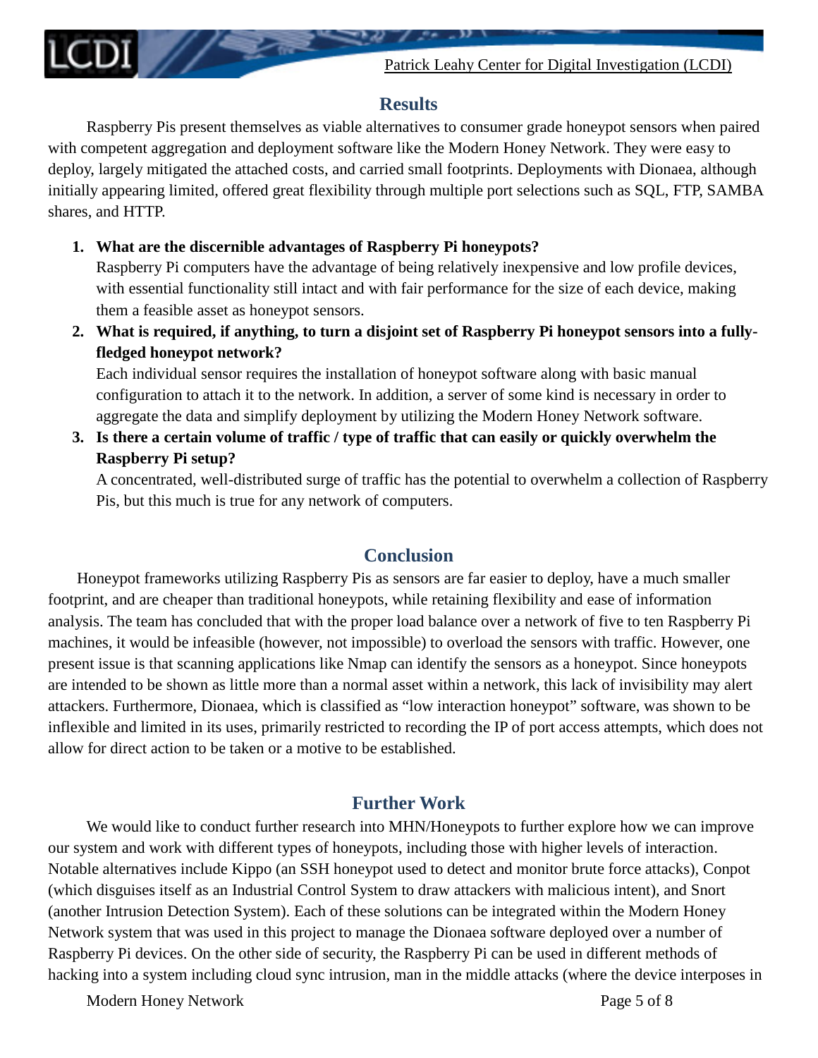## Results

Raspberry Pis present themselves as viable alternatives to consumer grade honeypot sensors when paired with competent aggregation and deployment software like the Modern Honey Network. They were easy to deploy, largely mitigated the attached costs, and carried small footprints. Deployments with Dionaea, although initially appearing limited, offered great flexibility through multiple port selections such as SQL, FTP, SAMBA shares, and HTTP.

1. **What are the discernible advantages of Raspberry Pi honeypots?**
   Raspberry Pi computers have the advantage of being relatively inexpensive and low profile devices, with essential functionality still intact and with fair performance for the size of each device, making them a feasible asset as honeypot sensors.
2. **What is required, if anything, to turn a disjoint set of Raspberry Pi honeypot sensors into a fully-fledged honeypot network?**
   Each individual sensor requires the installation of honeypot software along with basic manual configuration to attach it to the network. In addition, a server of some kind is necessary in order to aggregate the data and simplify deployment by utilizing the Modern Honey Network software.
3. **Is there a certain volume of traffic / type of traffic that can easily or quickly overwhelm the Raspberry Pi setup?**
   A concentrated, well-distributed surge of traffic has the potential to overwhelm a collection of Raspberry Pis, but this much is true for any network of computers.

## Conclusion

Honeypot frameworks utilizing Raspberry Pis as sensors are far easier to deploy, have a much smaller footprint, and are cheaper than traditional honeypots, while retaining flexibility and ease of information analysis. The team has concluded that with the proper load balance over a network of five to ten Raspberry Pi machines, it would be infeasible (however, not impossible) to overload the sensors with traffic. However, one present issue is that scanning applications like Nmap can identify the sensors as a honeypot. Since honeypots are intended to be shown as little more than a normal asset within a network, this lack of invisibility may alert attackers. Furthermore, Dionaea, which is classified as "low interaction honeypot" software, was shown to be inflexible and limited in its uses, primarily restricted to recording the IP of port access attempts, which does not allow for direct action to be taken or a motive to be established.

## Further Work

We would like to conduct further research into MHN/Honeypots to further explore how we can improve our system and work with different types of honeypots, including those with higher levels of interaction. Notable alternatives include Kippo (an SSH honeypot used to detect and monitor brute force attacks), Conpot (which disguises itself as an Industrial Control System to draw attackers with malicious intent), and Snort (another Intrusion Detection System). Each of these solutions can be integrated within the Modern Honey Network system that was used in this project to manage the Dionaea software deployed over a number of Raspberry Pi devices. On the other side of security, the Raspberry Pi can be used in different methods of hacking into a system including cloud sync intrusion, man in the middle attacks (where the device interposes in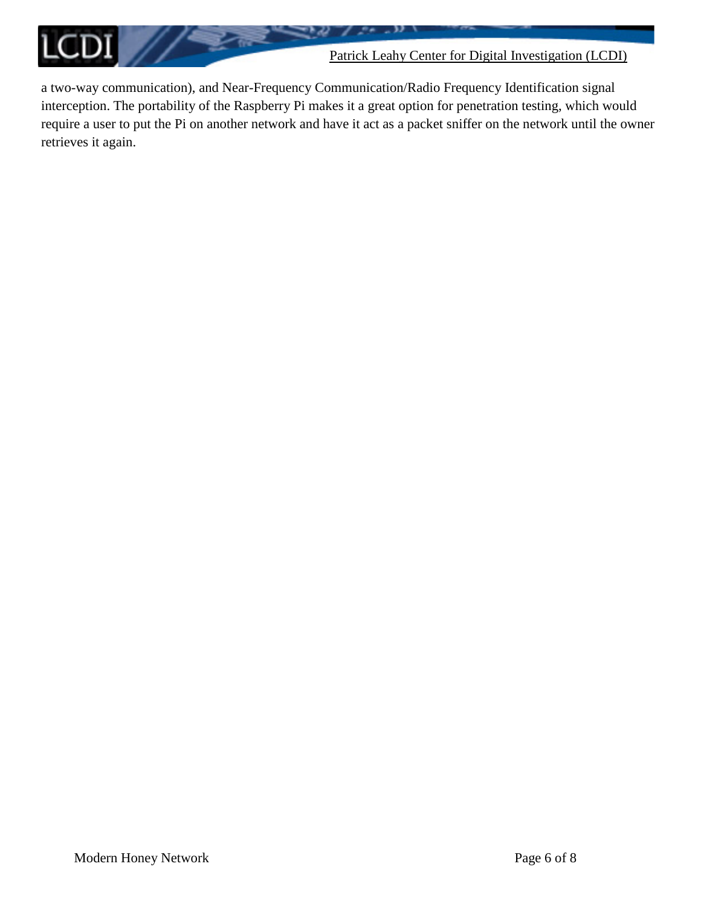a two-way communication), and Near-Frequency Communication/Radio Frequency Identification signal interception. The portability of the Raspberry Pi makes it a great option for penetration testing, which would require a user to put the Pi on another network and have it act as a packet sniffer on the network until the owner retrieves it again.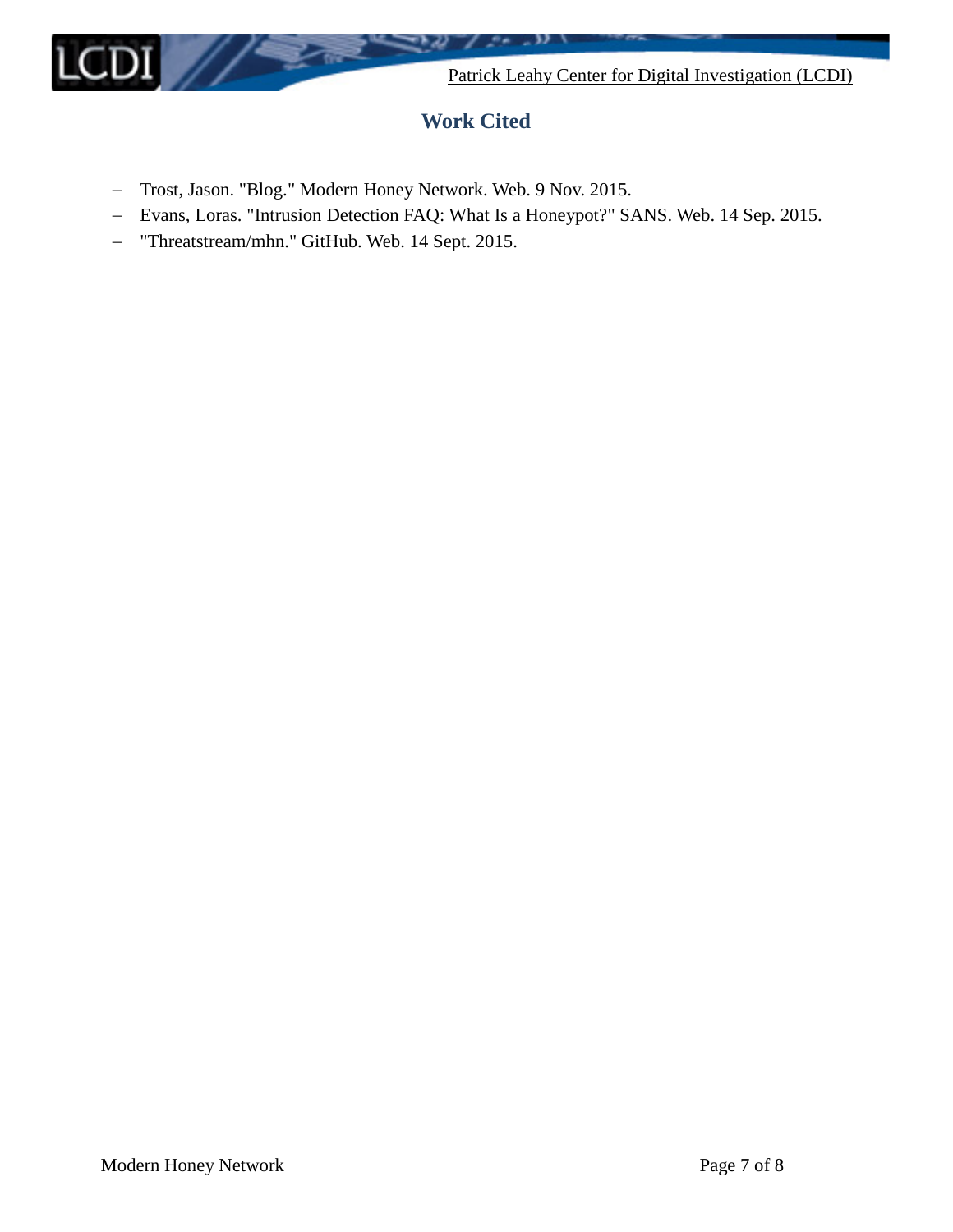## Work Cited

- Trost, Jason. "Blog." Modern Honey Network. Web. 9 Nov. 2015.
- Evans, Loras. "Intrusion Detection FAQ: What Is a Honeypot?" SANS. Web. 14 Sep. 2015.
- "Threatstream/mhn." GitHub. Web. 14 Sept. 2015.